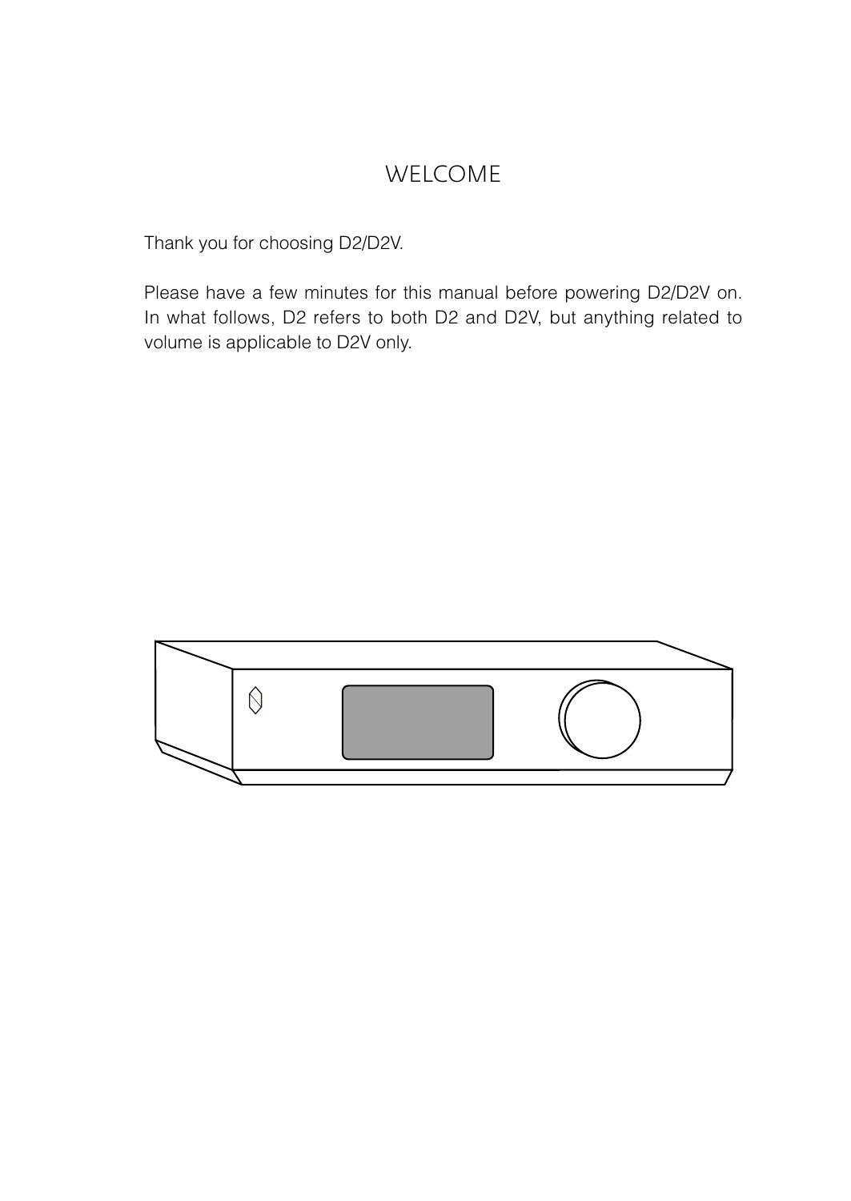# WELCOME

Thank you for choosing D2/D2V.

Please have a few minutes for this manual before powering D2/D2V on. In what follows, D2 refers to both D2 and D2V, but anything related to volume is applicable to D2V only.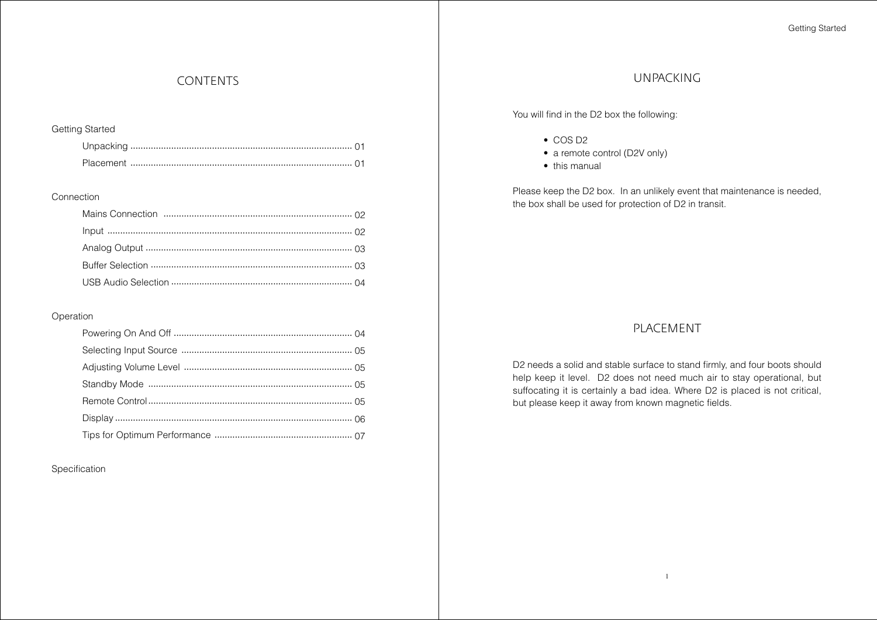# CONTENTS

Getting Started

- Unpacking ...................................................................................... 01
- Placement ...................................................................................... 01

Connection

- Mains Connection ......................................................................... 02
- Input ............................................................................................... 02
- Analog Output ................................................................................ 03
- Buffer Selection .............................................................................. 03
- USB Audio Selection ...................................................................... 04

Operation

- Powering On And Off ..................................................................... 04
- Selecting Input Source .................................................................. 05
- Adjusting Volume Level ................................................................. 05
- Standby Mode ............................................................................... 05
- Remote Control ............................................................................... 05
- Display ............................................................................................ 06
- Tips for Optimum Performance ..................................................... 07

Specification

# UNPACKING

You will find in the D2 box the following:

- COS D2
- a remote control (D2V only)
- this manual

Please keep the D2 box. In an unlikely event that maintenance is needed, the box shall be used for protection of D2 in transit.

# PLACEMENT

D2 needs a solid and stable surface to stand firmly, and four boots should help keep it level. D2 does not need much air to stay operational, but suffocating it is certainly a bad idea. Where D2 is placed is not critical, but please keep it away from known magnetic fields.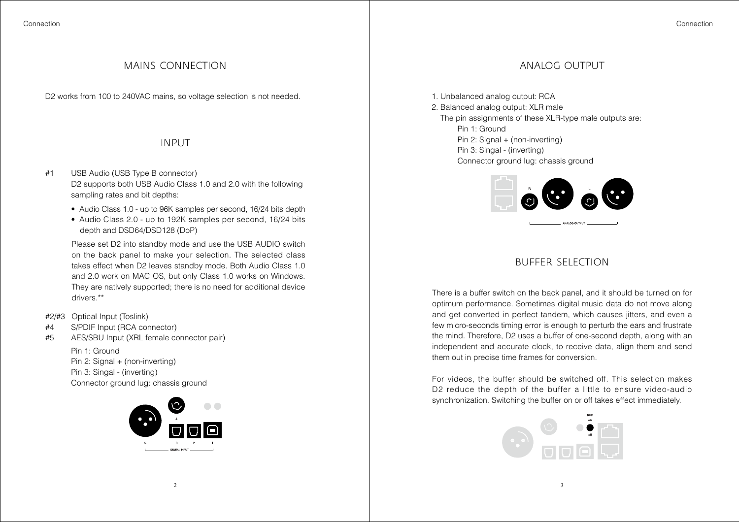## MAINS CONNECTION

D2 works from 100 to 240VAC mains, so voltage selection is not needed.

## INPUT

#1 USB Audio (USB Type B connector)
D2 supports both USB Audio Class 1.0 and 2.0 with the following sampling rates and bit depths:

- Audio Class 1.0 - up to 96K samples per second, 16/24 bits depth
- Audio Class 2.0 - up to 192K samples per second, 16/24 bits depth and DSD64/DSD128 (DoP)

Please set D2 into standby mode and use the USB AUDIO switch on the back panel to make your selection. The selected class takes effect when D2 leaves standby mode. Both Audio Class 1.0 and 2.0 work on MAC OS, but only Class 1.0 works on Windows. They are natively supported; there is no need for additional device drivers.**

#2/#3 Optical Input (Toslink)

#4 S/PDIF Input (RCA connector)

#5 AES/SBU Input (XRL female connector pair)

Pin 1: Ground
Pin 2: Signal + (non-inverting)
Pin 3: Singal - (inverting)
Connector ground lug: chassis ground

## ANALOG OUTPUT

1. Unbalanced analog output: RCA
2. Balanced analog output: XLR male

The pin assignments of these XLR-type male outputs are:

Pin 1: Ground
Pin 2: Signal + (non-inverting)
Pin 3: Singal - (inverting)
Connector ground lug: chassis ground

## BUFFER SELECTION

There is a buffer switch on the back panel, and it should be turned on for optimum performance. Sometimes digital music data do not move along and get converted in perfect tandem, which causes jitters, and even a few micro-seconds timing error is enough to perturb the ears and frustrate the mind. Therefore, D2 uses a buffer of one-second depth, along with an independent and accurate clock, to receive data, align them and send them out in precise time frames for conversion.

For videos, the buffer should be switched off. This selection makes D2 reduce the depth of the buffer a little to ensure video-audio synchronization. Switching the buffer on or off takes effect immediately.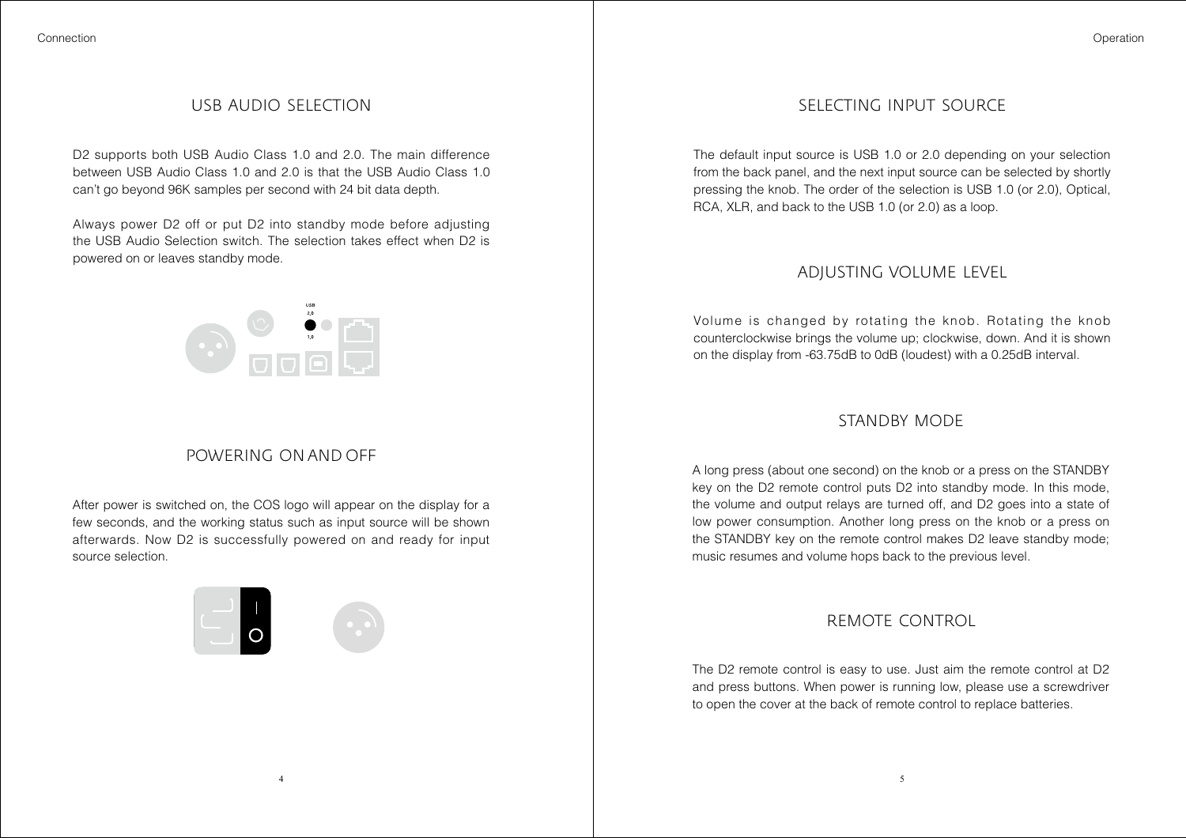## USB AUDIO SELECTION

D2 supports both USB Audio Class 1.0 and 2.0. The main difference between USB Audio Class 1.0 and 2.0 is that the USB Audio Class 1.0 can't go beyond 96K samples per second with 24 bit data depth.

Always power D2 off or put D2 into standby mode before adjusting the USB Audio Selection switch. The selection takes effect when D2 is powered on or leaves standby mode.

## POWERING ON AND OFF

After power is switched on, the COS logo will appear on the display for a few seconds, and the working status such as input source will be shown afterwards. Now D2 is successfully powered on and ready for input source selection.

## SELECTING INPUT SOURCE

The default input source is USB 1.0 or 2.0 depending on your selection from the back panel, and the next input source can be selected by shortly pressing the knob. The order of the selection is USB 1.0 (or 2.0), Optical, RCA, XLR, and back to the USB 1.0 (or 2.0) as a loop.

## ADJUSTING VOLUME LEVEL

Volume is changed by rotating the knob. Rotating the knob counterclockwise brings the volume up; clockwise, down. And it is shown on the display from -63.75dB to 0dB (loudest) with a 0.25dB interval.

## STANDBY MODE

A long press (about one second) on the knob or a press on the STANDBY key on the D2 remote control puts D2 into standby mode. In this mode, the volume and output relays are turned off, and D2 goes into a state of low power consumption. Another long press on the knob or a press on the STANDBY key on the remote control makes D2 leave standby mode; music resumes and volume hops back to the previous level.

## REMOTE CONTROL

The D2 remote control is easy to use. Just aim the remote control at D2 and press buttons. When power is running low, please use a screwdriver to open the cover at the back of remote control to replace batteries.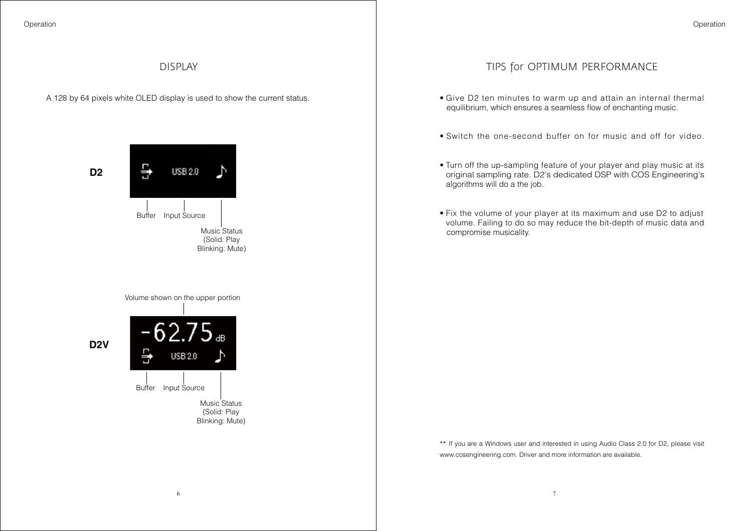## DISPLAY

A 128 by 64 pixels white OLED display is used to show the current status.

**D2**

USB 2.0

Buffer    Input Source

Music Status
(Solid: Play
Blinking: Mute)

Volume shown on the upper portion

**D2V**

-62.75 dB

USB 2.0

Buffer    Input Source

Music Status
(Solid: Play
Blinking: Mute)

## TIPS for OPTIMUM PERFORMANCE

- Give D2 ten minutes to warm up and attain an internal thermal equilibrium, which ensures a seamless flow of enchanting music.
- Switch the one-second buffer on for music and off for video.
- Turn off the up-sampling feature of your player and play music at its original sampling rate. D2's dedicated DSP with COS Engineering's algorithms will do a the job.
- Fix the volume of your player at its maximum and use D2 to adjust volume. Failing to do so may reduce the bit-depth of music data and compromise musicality.

** If you are a Windows user and interested in using Audio Class 2.0 for D2, please visit www.cosengineering.com. Driver and more information are available.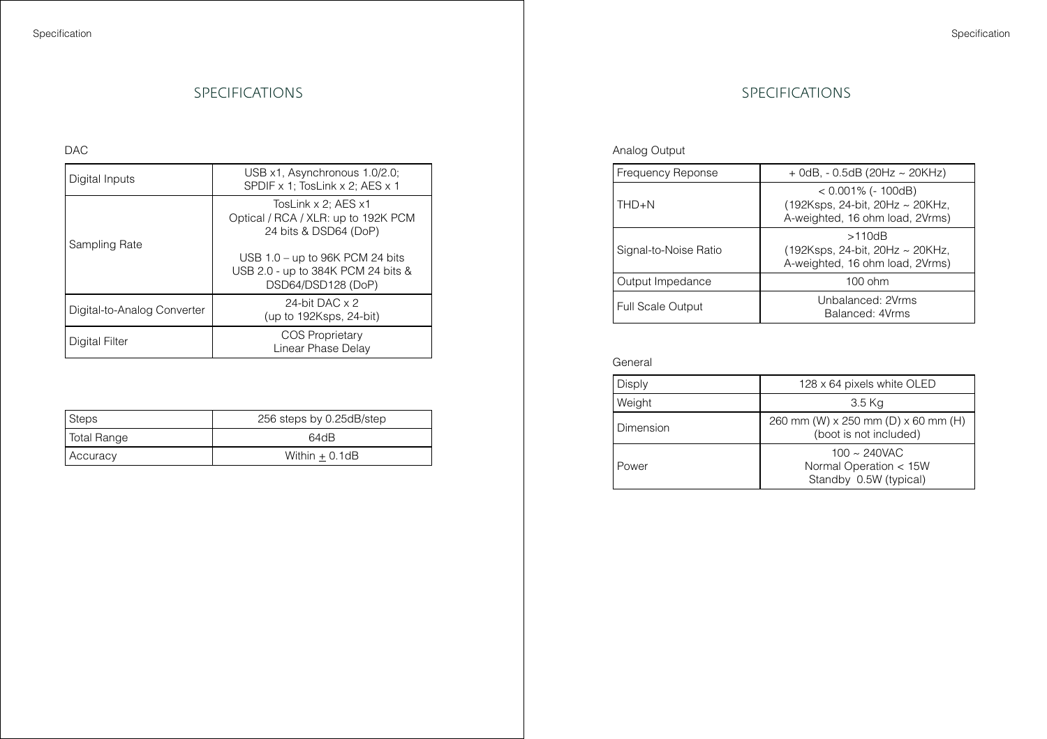# SPECIFICATIONS

DAC

| | |
|---|---|
| Digital Inputs | USB x1, Asynchronous 1.0/2.0; SPDIF x 1; TosLink x 2; AES x 1 |
| Sampling Rate | TosLink x 2; AES x1 Optical / RCA / XLR: up to 192K PCM 24 bits & DSD64 (DoP)<br><br>USB 1.0 – up to 96K PCM 24 bits USB 2.0 - up to 384K PCM 24 bits & DSD64/DSD128 (DoP) |
| Digital-to-Analog Converter | 24-bit DAC x 2 (up to 192Ksps, 24-bit) |
| Digital Filter | COS Proprietary Linear Phase Delay |

| | |
|---|---|
| Steps | 256 steps by 0.25dB/step |
| Total Range | 64dB |
| Accuracy | Within ± 0.1dB |

# SPECIFICATIONS

Analog Output

| | |
|---|---|
| Frequency Reponse | + 0dB, - 0.5dB (20Hz ~ 20KHz) |
| THD+N | < 0.001% (- 100dB) (192Ksps, 24-bit, 20Hz ~ 20KHz, A-weighted, 16 ohm load, 2Vrms) |
| Signal-to-Noise Ratio | >110dB (192Ksps, 24-bit, 20Hz ~ 20KHz, A-weighted, 16 ohm load, 2Vrms) |
| Output Impedance | 100 ohm |
| Full Scale Output | Unbalanced: 2Vrms<br>Balanced: 4Vrms |

General

| | |
|---|---|
| Disply | 128 x 64 pixels white OLED |
| Weight | 3.5 Kg |
| Dimension | 260 mm (W) x 250 mm (D) x 60 mm (H) (boot is not included) |
| Power | 100 ~ 240VAC<br>Normal Operation < 15W<br>Standby 0.5W (typical) |